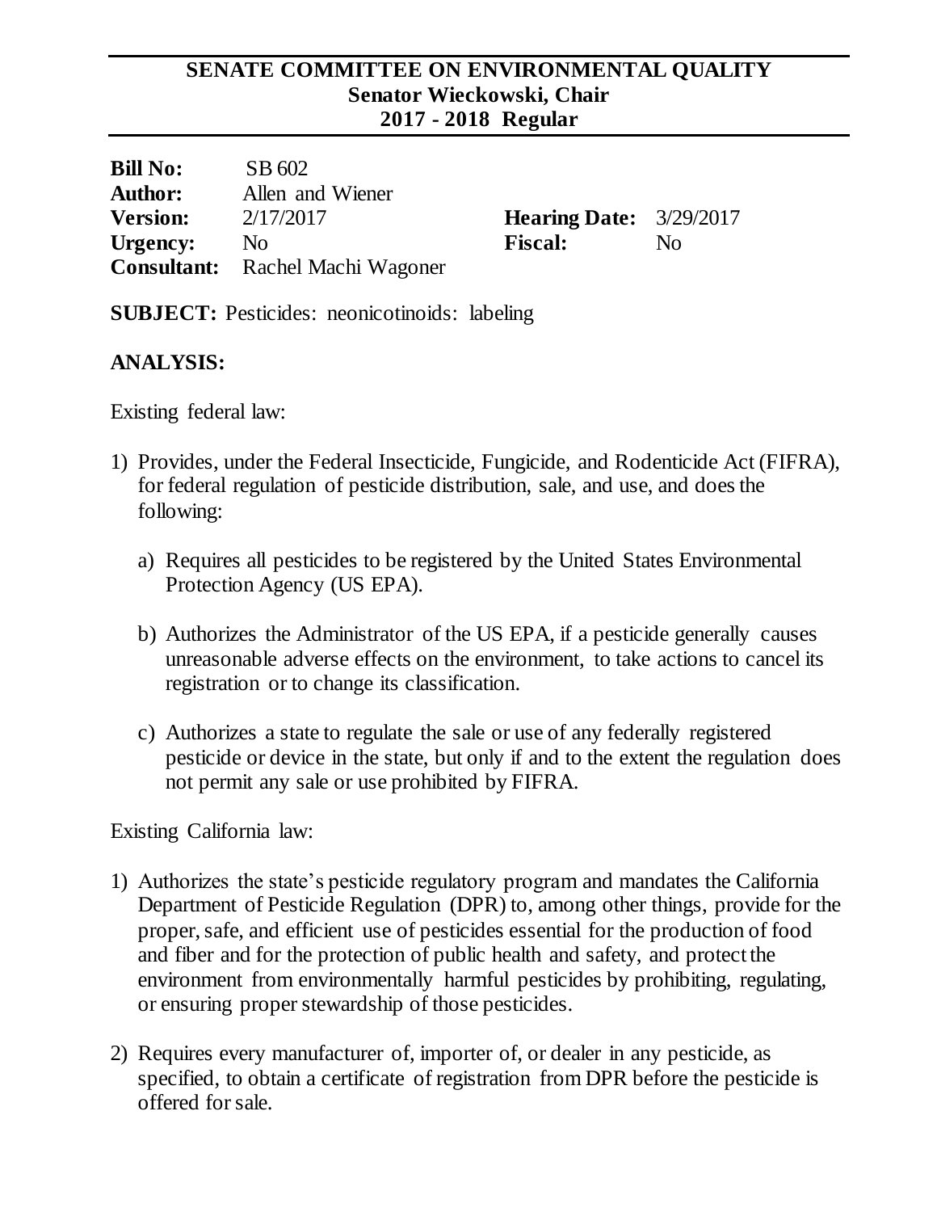**SENATE COMMITTEE ON ENVIRONMENTAL QUALITY**
**Senator Wieckowski, Chair**
**2017 - 2018 Regular**

| | | | |
|---|---|---|---|
| **Bill No:** | SB 602 | | |
| **Author:** | Allen and Wiener | | |
| **Version:** | 2/17/2017 | **Hearing Date:** | 3/29/2017 |
| **Urgency:** | No | **Fiscal:** | No |
| **Consultant:** | Rachel Machi Wagoner | | |

**SUBJECT:** Pesticides: neonicotinoids: labeling

**ANALYSIS:**

Existing federal law:

1) Provides, under the Federal Insecticide, Fungicide, and Rodenticide Act (FIFRA), for federal regulation of pesticide distribution, sale, and use, and does the following:

   a) Requires all pesticides to be registered by the United States Environmental Protection Agency (US EPA).

   b) Authorizes the Administrator of the US EPA, if a pesticide generally causes unreasonable adverse effects on the environment, to take actions to cancel its registration or to change its classification.

   c) Authorizes a state to regulate the sale or use of any federally registered pesticide or device in the state, but only if and to the extent the regulation does not permit any sale or use prohibited by FIFRA.

Existing California law:

1) Authorizes the state's pesticide regulatory program and mandates the California Department of Pesticide Regulation (DPR) to, among other things, provide for the proper, safe, and efficient use of pesticides essential for the production of food and fiber and for the protection of public health and safety, and protect the environment from environmentally harmful pesticides by prohibiting, regulating, or ensuring proper stewardship of those pesticides.

2) Requires every manufacturer of, importer of, or dealer in any pesticide, as specified, to obtain a certificate of registration from DPR before the pesticide is offered for sale.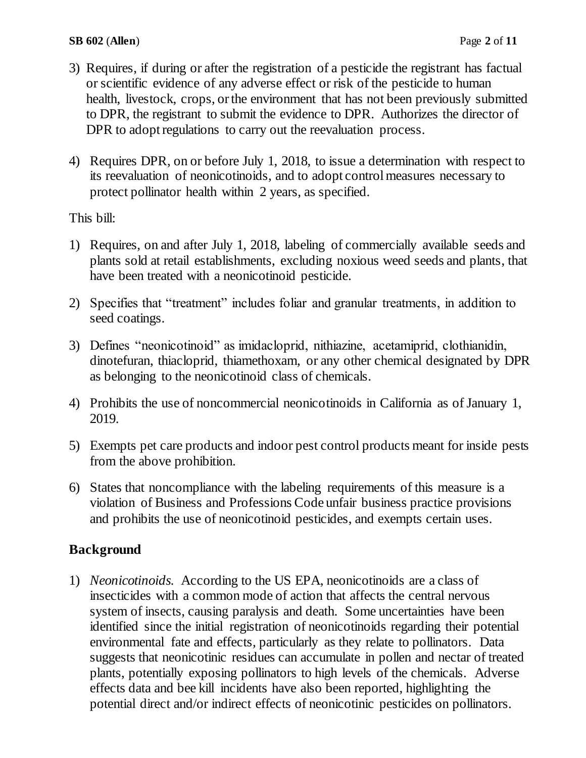3) Requires, if during or after the registration of a pesticide the registrant has factual or scientific evidence of any adverse effect or risk of the pesticide to human health, livestock, crops, or the environment that has not been previously submitted to DPR, the registrant to submit the evidence to DPR. Authorizes the director of DPR to adopt regulations to carry out the reevaluation process.

4) Requires DPR, on or before July 1, 2018, to issue a determination with respect to its reevaluation of neonicotinoids, and to adopt control measures necessary to protect pollinator health within 2 years, as specified.

This bill:

1) Requires, on and after July 1, 2018, labeling of commercially available seeds and plants sold at retail establishments, excluding noxious weed seeds and plants, that have been treated with a neonicotinoid pesticide.

2) Specifies that "treatment" includes foliar and granular treatments, in addition to seed coatings.

3) Defines "neonicotinoid" as imidacloprid, nithiazine, acetamiprid, clothianidin, dinotefuran, thiacloprid, thiamethoxam, or any other chemical designated by DPR as belonging to the neonicotinoid class of chemicals.

4) Prohibits the use of noncommercial neonicotinoids in California as of January 1, 2019.

5) Exempts pet care products and indoor pest control products meant for inside pests from the above prohibition.

6) States that noncompliance with the labeling requirements of this measure is a violation of Business and Professions Code unfair business practice provisions and prohibits the use of neonicotinoid pesticides, and exempts certain uses.

## Background

1) *Neonicotinoids.* According to the US EPA, neonicotinoids are a class of insecticides with a common mode of action that affects the central nervous system of insects, causing paralysis and death. Some uncertainties have been identified since the initial registration of neonicotinoids regarding their potential environmental fate and effects, particularly as they relate to pollinators. Data suggests that neonicotinic residues can accumulate in pollen and nectar of treated plants, potentially exposing pollinators to high levels of the chemicals. Adverse effects data and bee kill incidents have also been reported, highlighting the potential direct and/or indirect effects of neonicotinic pesticides on pollinators.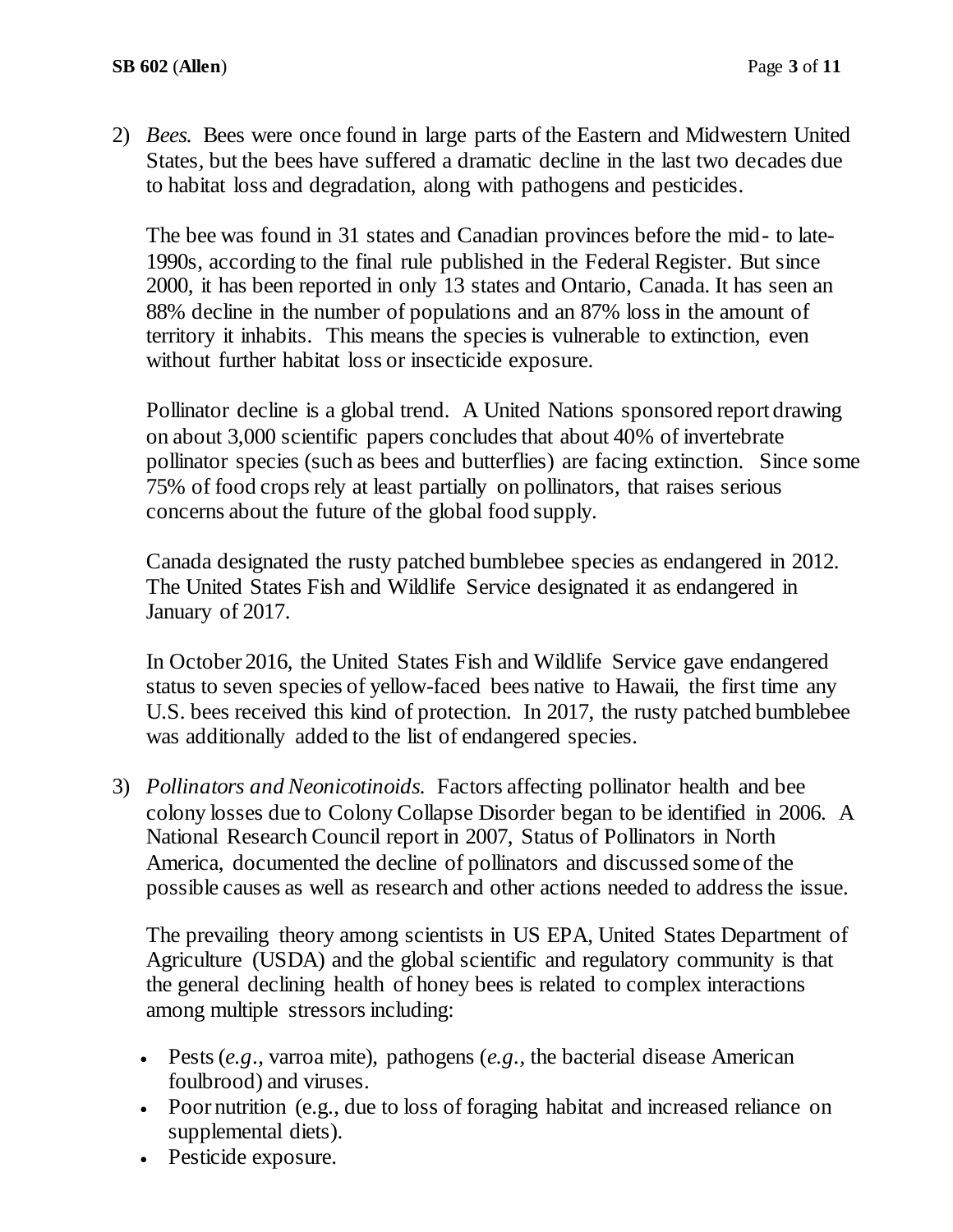2) *Bees.* Bees were once found in large parts of the Eastern and Midwestern United States, but the bees have suffered a dramatic decline in the last two decades due to habitat loss and degradation, along with pathogens and pesticides.

   The bee was found in 31 states and Canadian provinces before the mid- to late-1990s, according to the final rule published in the Federal Register. But since 2000, it has been reported in only 13 states and Ontario, Canada. It has seen an 88% decline in the number of populations and an 87% loss in the amount of territory it inhabits. This means the species is vulnerable to extinction, even without further habitat loss or insecticide exposure.

   Pollinator decline is a global trend. A United Nations sponsored report drawing on about 3,000 scientific papers concludes that about 40% of invertebrate pollinator species (such as bees and butterflies) are facing extinction. Since some 75% of food crops rely at least partially on pollinators, that raises serious concerns about the future of the global food supply.

   Canada designated the rusty patched bumblebee species as endangered in 2012. The United States Fish and Wildlife Service designated it as endangered in January of 2017.

   In October 2016, the United States Fish and Wildlife Service gave endangered status to seven species of yellow-faced bees native to Hawaii, the first time any U.S. bees received this kind of protection. In 2017, the rusty patched bumblebee was additionally added to the list of endangered species.

3) *Pollinators and Neonicotinoids.* Factors affecting pollinator health and bee colony losses due to Colony Collapse Disorder began to be identified in 2006. A National Research Council report in 2007, Status of Pollinators in North America, documented the decline of pollinators and discussed some of the possible causes as well as research and other actions needed to address the issue.

   The prevailing theory among scientists in US EPA, United States Department of Agriculture (USDA) and the global scientific and regulatory community is that the general declining health of honey bees is related to complex interactions among multiple stressors including:

   - Pests (*e.g.*, varroa mite), pathogens (*e.g.*, the bacterial disease American foulbrood) and viruses.
   - Poor nutrition (e.g., due to loss of foraging habitat and increased reliance on supplemental diets).
   - Pesticide exposure.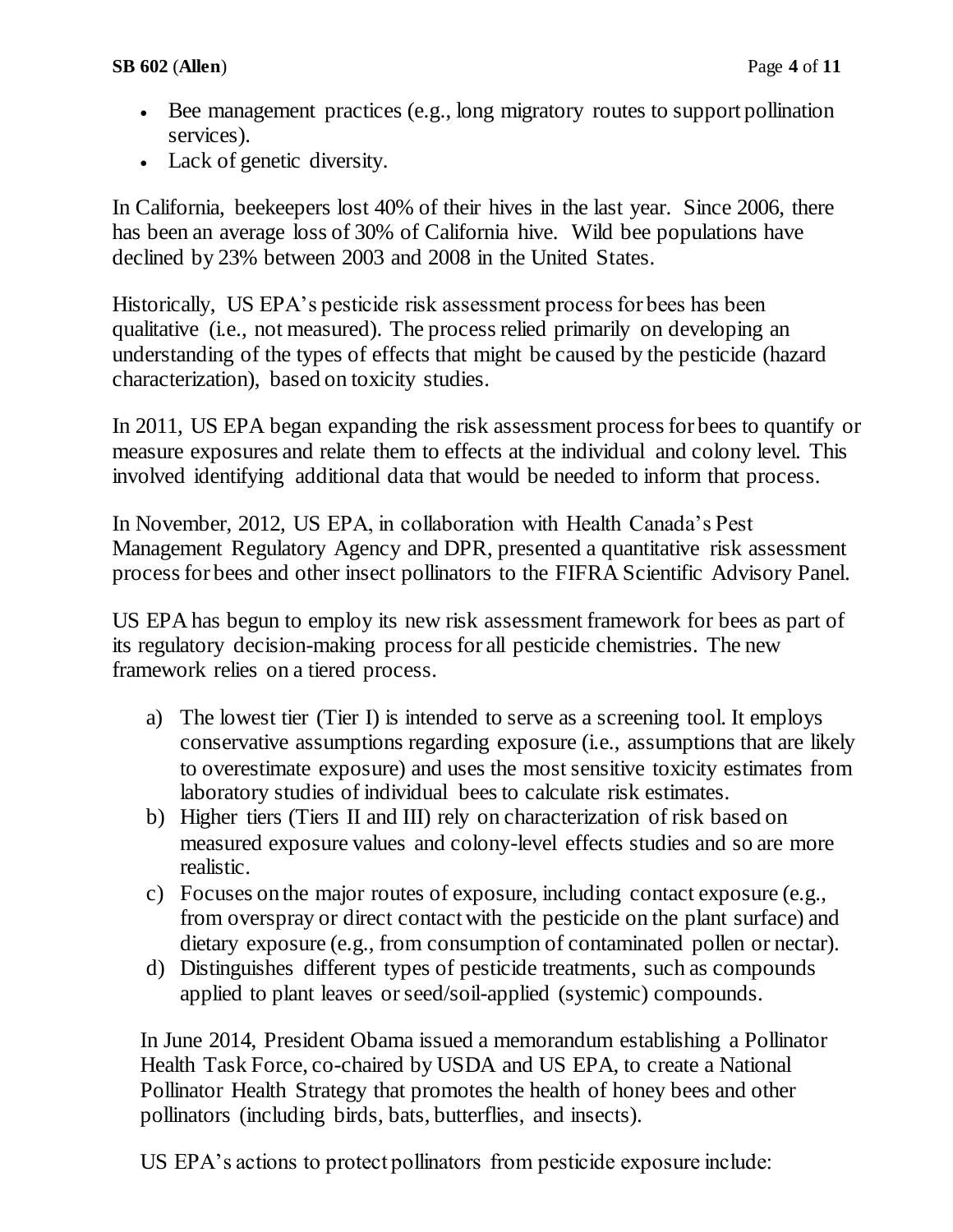- Bee management practices (e.g., long migratory routes to support pollination services).
- Lack of genetic diversity.

In California, beekeepers lost 40% of their hives in the last year. Since 2006, there has been an average loss of 30% of California hive. Wild bee populations have declined by 23% between 2003 and 2008 in the United States.

Historically, US EPA's pesticide risk assessment process for bees has been qualitative (i.e., not measured). The process relied primarily on developing an understanding of the types of effects that might be caused by the pesticide (hazard characterization), based on toxicity studies.

In 2011, US EPA began expanding the risk assessment process for bees to quantify or measure exposures and relate them to effects at the individual and colony level. This involved identifying additional data that would be needed to inform that process.

In November, 2012, US EPA, in collaboration with Health Canada's Pest Management Regulatory Agency and DPR, presented a quantitative risk assessment process for bees and other insect pollinators to the FIFRA Scientific Advisory Panel.

US EPA has begun to employ its new risk assessment framework for bees as part of its regulatory decision-making process for all pesticide chemistries. The new framework relies on a tiered process.

a) The lowest tier (Tier I) is intended to serve as a screening tool. It employs conservative assumptions regarding exposure (i.e., assumptions that are likely to overestimate exposure) and uses the most sensitive toxicity estimates from laboratory studies of individual bees to calculate risk estimates.
b) Higher tiers (Tiers II and III) rely on characterization of risk based on measured exposure values and colony-level effects studies and so are more realistic.
c) Focuses on the major routes of exposure, including contact exposure (e.g., from overspray or direct contact with the pesticide on the plant surface) and dietary exposure (e.g., from consumption of contaminated pollen or nectar).
d) Distinguishes different types of pesticide treatments, such as compounds applied to plant leaves or seed/soil-applied (systemic) compounds.

In June 2014, President Obama issued a memorandum establishing a Pollinator Health Task Force, co-chaired by USDA and US EPA, to create a National Pollinator Health Strategy that promotes the health of honey bees and other pollinators (including birds, bats, butterflies, and insects).

US EPA's actions to protect pollinators from pesticide exposure include: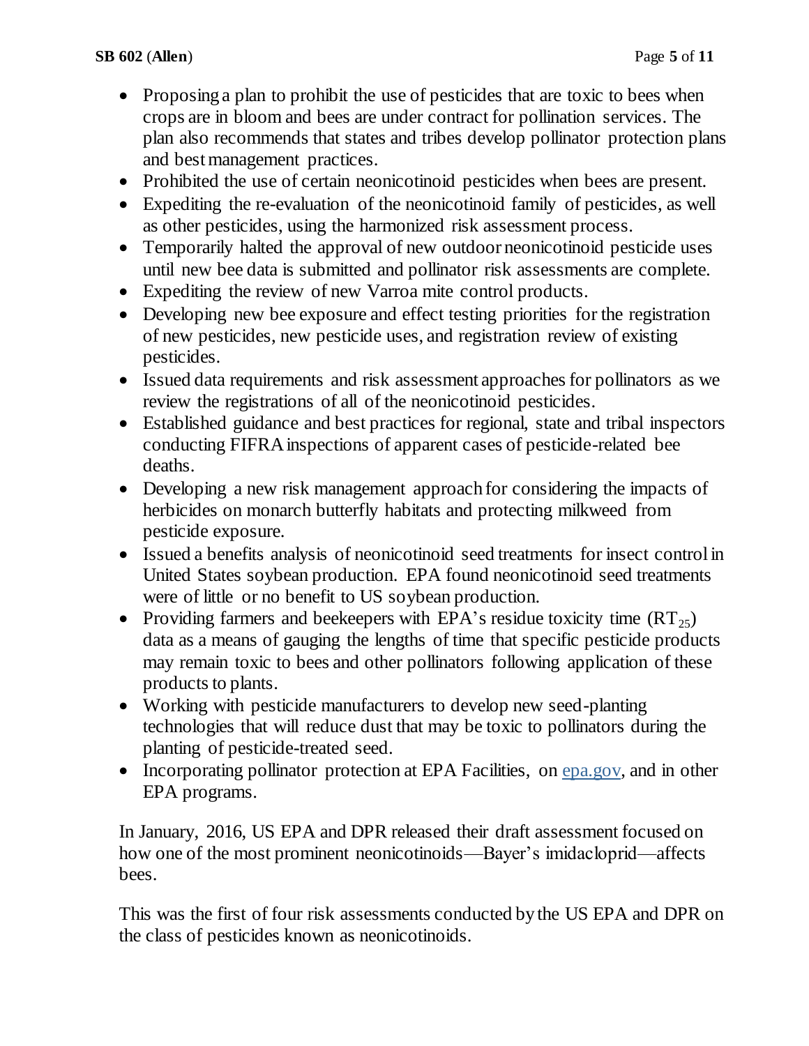- Proposing a plan to prohibit the use of pesticides that are toxic to bees when crops are in bloom and bees are under contract for pollination services. The plan also recommends that states and tribes develop pollinator protection plans and best management practices.
- Prohibited the use of certain neonicotinoid pesticides when bees are present.
- Expediting the re-evaluation of the neonicotinoid family of pesticides, as well as other pesticides, using the harmonized risk assessment process.
- Temporarily halted the approval of new outdoor neonicotinoid pesticide uses until new bee data is submitted and pollinator risk assessments are complete.
- Expediting the review of new Varroa mite control products.
- Developing new bee exposure and effect testing priorities for the registration of new pesticides, new pesticide uses, and registration review of existing pesticides.
- Issued data requirements and risk assessment approaches for pollinators as we review the registrations of all of the neonicotinoid pesticides.
- Established guidance and best practices for regional, state and tribal inspectors conducting FIFRA inspections of apparent cases of pesticide-related bee deaths.
- Developing a new risk management approach for considering the impacts of herbicides on monarch butterfly habitats and protecting milkweed from pesticide exposure.
- Issued a benefits analysis of neonicotinoid seed treatments for insect control in United States soybean production. EPA found neonicotinoid seed treatments were of little or no benefit to US soybean production.
- Providing farmers and beekeepers with EPA's residue toxicity time ($RT_{25}$) data as a means of gauging the lengths of time that specific pesticide products may remain toxic to bees and other pollinators following application of these products to plants.
- Working with pesticide manufacturers to develop new seed-planting technologies that will reduce dust that may be toxic to pollinators during the planting of pesticide-treated seed.
- Incorporating pollinator protection at EPA Facilities, on [epa.gov](epa.gov), and in other EPA programs.

In January, 2016, US EPA and DPR released their draft assessment focused on how one of the most prominent neonicotinoids—Bayer's imidacloprid—affects bees.

This was the first of four risk assessments conducted by the US EPA and DPR on the class of pesticides known as neonicotinoids.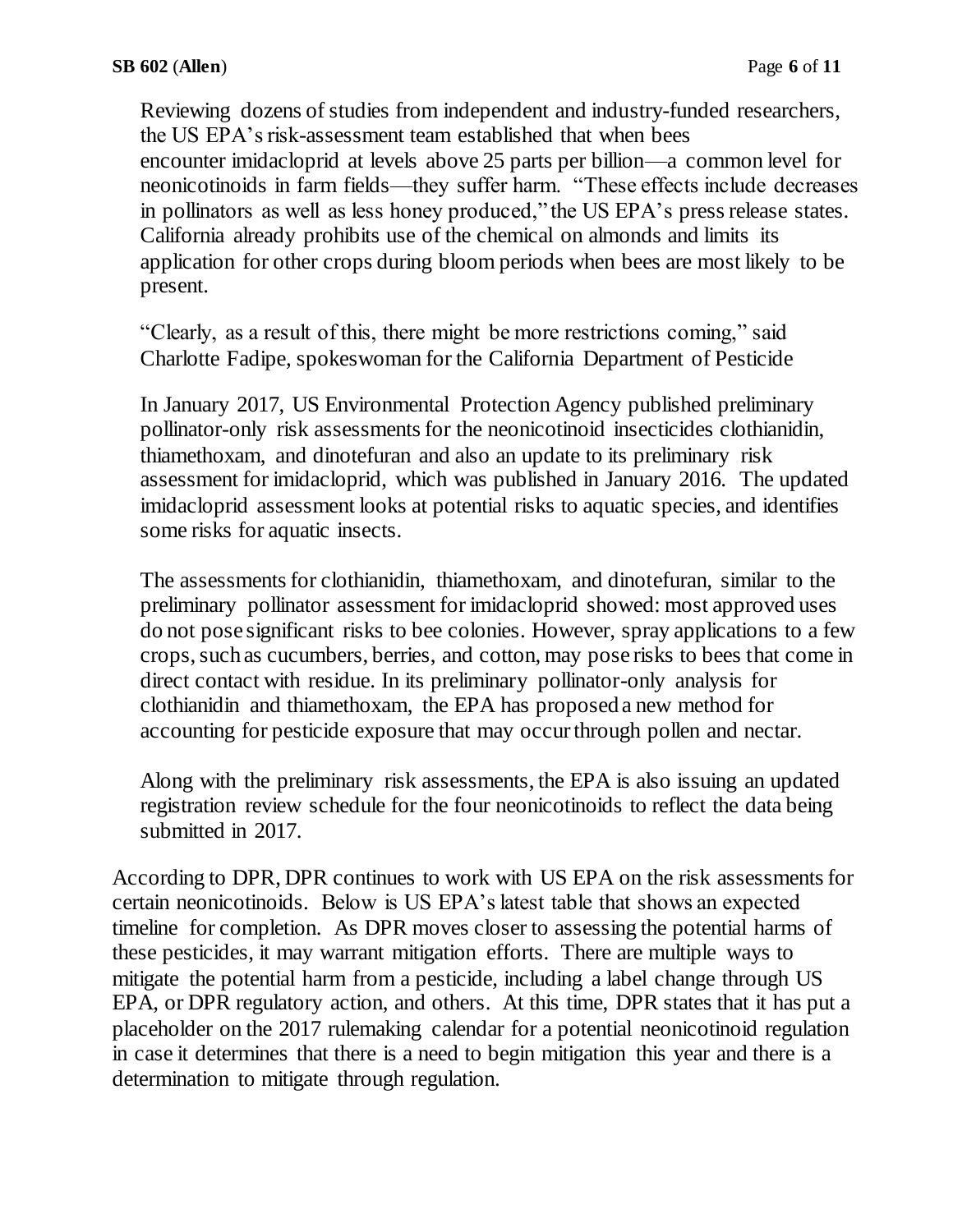> Reviewing dozens of studies from independent and industry-funded researchers, the US EPA's risk-assessment team established that when bees encounter imidacloprid at levels above 25 parts per billion—a common level for neonicotinoids in farm fields—they suffer harm. "These effects include decreases in pollinators as well as less honey produced," the US EPA's press release states. California already prohibits use of the chemical on almonds and limits its application for other crops during bloom periods when bees are most likely to be present.
>
> "Clearly, as a result of this, there might be more restrictions coming," said Charlotte Fadipe, spokeswoman for the California Department of Pesticide
>
> In January 2017, US Environmental Protection Agency published preliminary pollinator-only risk assessments for the neonicotinoid insecticides clothianidin, thiamethoxam, and dinotefuran and also an update to its preliminary risk assessment for imidacloprid, which was published in January 2016. The updated imidacloprid assessment looks at potential risks to aquatic species, and identifies some risks for aquatic insects.
>
> The assessments for clothianidin, thiamethoxam, and dinotefuran, similar to the preliminary pollinator assessment for imidacloprid showed: most approved uses do not pose significant risks to bee colonies. However, spray applications to a few crops, such as cucumbers, berries, and cotton, may pose risks to bees that come in direct contact with residue. In its preliminary pollinator-only analysis for clothianidin and thiamethoxam, the EPA has proposed a new method for accounting for pesticide exposure that may occur through pollen and nectar.
>
> Along with the preliminary risk assessments, the EPA is also issuing an updated registration review schedule for the four neonicotinoids to reflect the data being submitted in 2017.

According to DPR, DPR continues to work with US EPA on the risk assessments for certain neonicotinoids. Below is US EPA's latest table that shows an expected timeline for completion. As DPR moves closer to assessing the potential harms of these pesticides, it may warrant mitigation efforts. There are multiple ways to mitigate the potential harm from a pesticide, including a label change through US EPA, or DPR regulatory action, and others. At this time, DPR states that it has put a placeholder on the 2017 rulemaking calendar for a potential neonicotinoid regulation in case it determines that there is a need to begin mitigation this year and there is a determination to mitigate through regulation.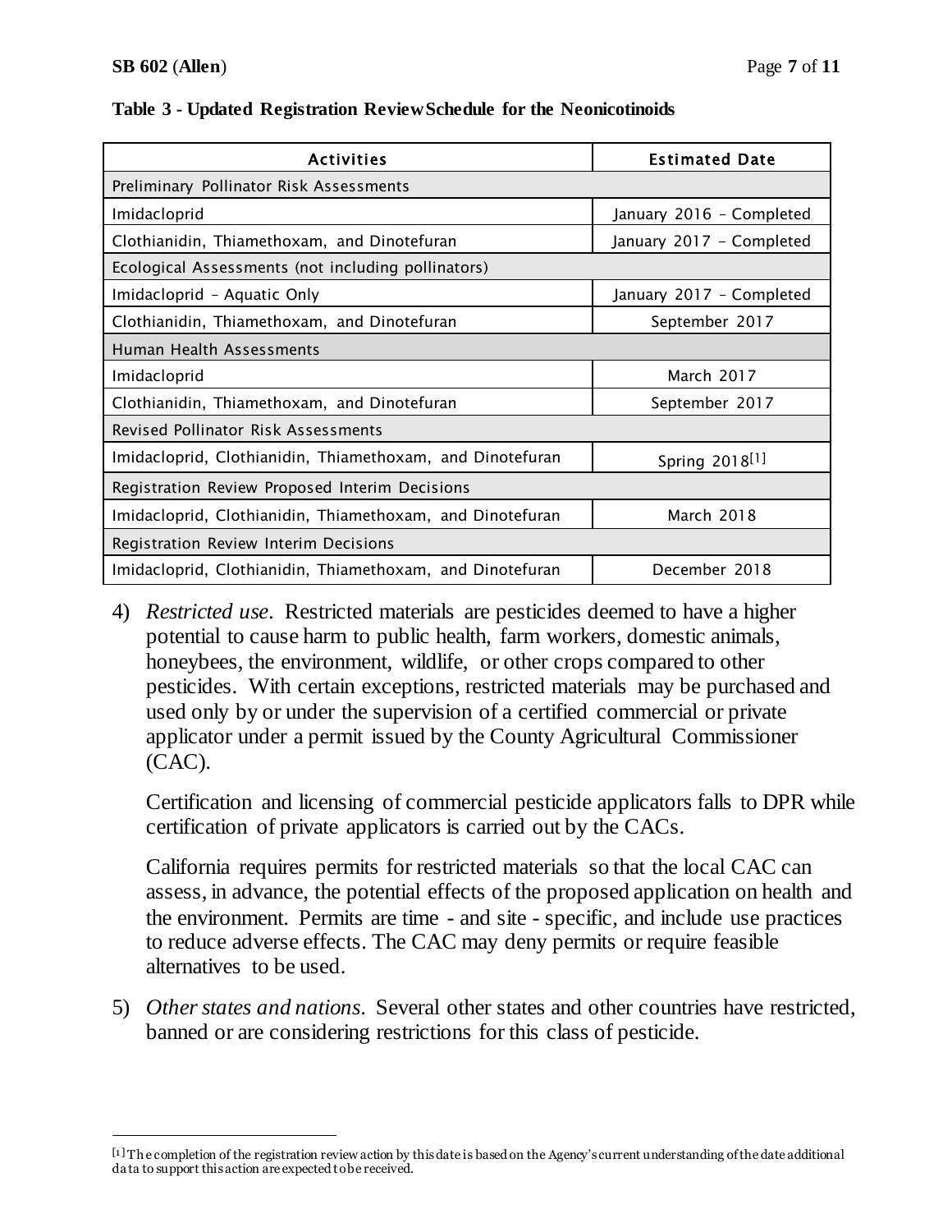**Table 3 - Updated Registration Review Schedule for the Neonicotinoids**

| Activities | Estimated Date |
|---|---|
| Preliminary Pollinator Risk Assessments | |
| Imidacloprid | January 2016 – Completed |
| Clothianidin, Thiamethoxam, and Dinotefuran | January 2017 – Completed |
| Ecological Assessments (not including pollinators) | |
| Imidacloprid – Aquatic Only | January 2017 – Completed |
| Clothianidin, Thiamethoxam, and Dinotefuran | September 2017 |
| Human Health Assessments | |
| Imidacloprid | March 2017 |
| Clothianidin, Thiamethoxam, and Dinotefuran | September 2017 |
| Revised Pollinator Risk Assessments | |
| Imidacloprid, Clothianidin, Thiamethoxam, and Dinotefuran | Spring 2018[1] |
| Registration Review Proposed Interim Decisions | |
| Imidacloprid, Clothianidin, Thiamethoxam, and Dinotefuran | March 2018 |
| Registration Review Interim Decisions | |
| Imidacloprid, Clothianidin, Thiamethoxam, and Dinotefuran | December 2018 |

4) *Restricted use.* Restricted materials are pesticides deemed to have a higher potential to cause harm to public health, farm workers, domestic animals, honeybees, the environment, wildlife, or other crops compared to other pesticides. With certain exceptions, restricted materials may be purchased and used only by or under the supervision of a certified commercial or private applicator under a permit issued by the County Agricultural Commissioner (CAC).

   Certification and licensing of commercial pesticide applicators falls to DPR while certification of private applicators is carried out by the CACs.

   California requires permits for restricted materials so that the local CAC can assess, in advance, the potential effects of the proposed application on health and the environment. Permits are time - and site - specific, and include use practices to reduce adverse effects. The CAC may deny permits or require feasible alternatives to be used.

5) *Other states and nations.* Several other states and other countries have restricted, banned or are considering restrictions for this class of pesticide.

---

[1] The completion of the registration review action by this date is based on the Agency's current understanding of the date additional data to support this action are expected to be received.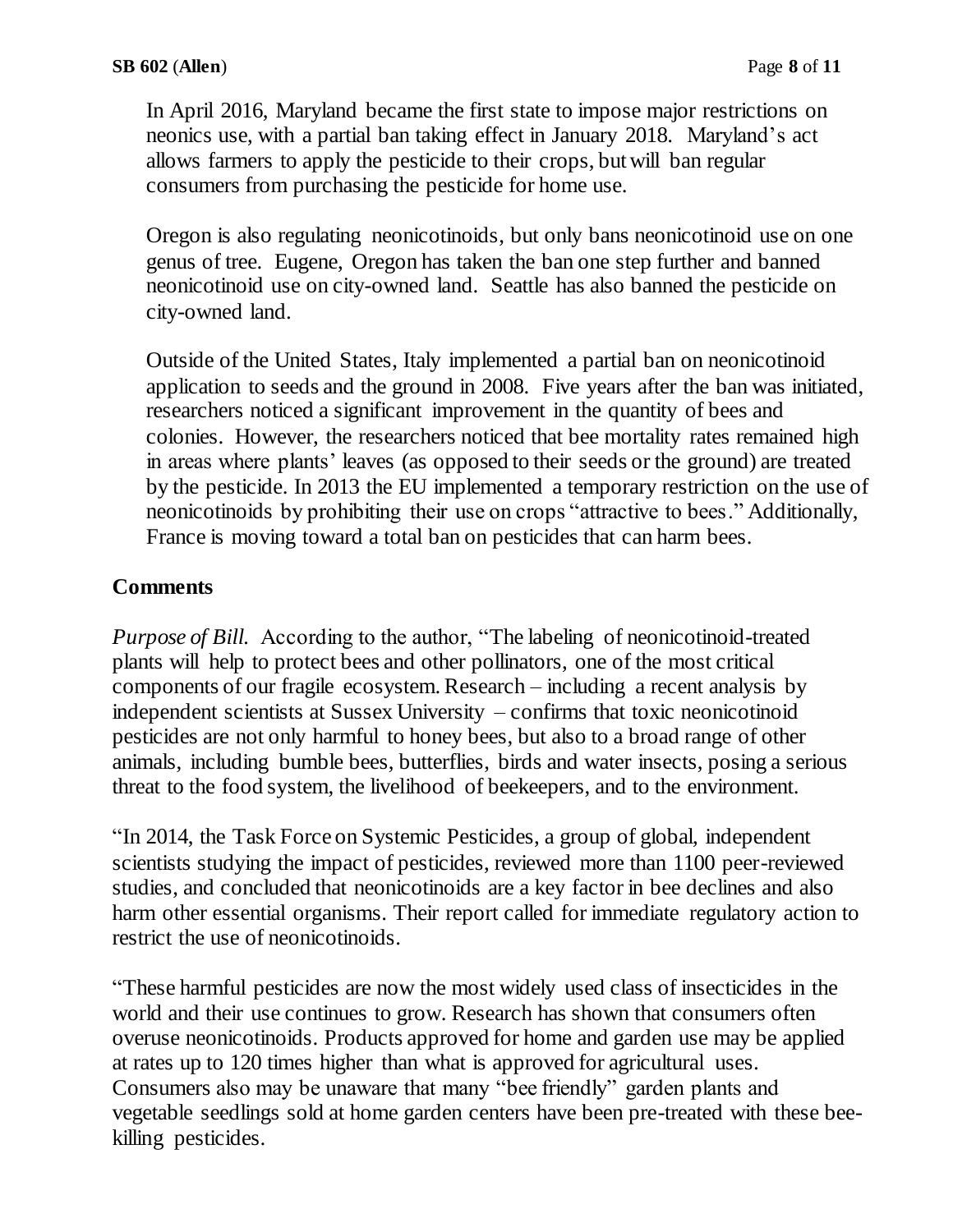In April 2016, Maryland became the first state to impose major restrictions on neonics use, with a partial ban taking effect in January 2018. Maryland's act allows farmers to apply the pesticide to their crops, but will ban regular consumers from purchasing the pesticide for home use.

Oregon is also regulating neonicotinoids, but only bans neonicotinoid use on one genus of tree. Eugene, Oregon has taken the ban one step further and banned neonicotinoid use on city-owned land. Seattle has also banned the pesticide on city-owned land.

Outside of the United States, Italy implemented a partial ban on neonicotinoid application to seeds and the ground in 2008. Five years after the ban was initiated, researchers noticed a significant improvement in the quantity of bees and colonies. However, the researchers noticed that bee mortality rates remained high in areas where plants' leaves (as opposed to their seeds or the ground) are treated by the pesticide. In 2013 the EU implemented a temporary restriction on the use of neonicotinoids by prohibiting their use on crops "attractive to bees." Additionally, France is moving toward a total ban on pesticides that can harm bees.

## Comments

*Purpose of Bill.* According to the author, "The labeling of neonicotinoid-treated plants will help to protect bees and other pollinators, one of the most critical components of our fragile ecosystem. Research – including a recent analysis by independent scientists at Sussex University – confirms that toxic neonicotinoid pesticides are not only harmful to honey bees, but also to a broad range of other animals, including bumble bees, butterflies, birds and water insects, posing a serious threat to the food system, the livelihood of beekeepers, and to the environment.

"In 2014, the Task Force on Systemic Pesticides, a group of global, independent scientists studying the impact of pesticides, reviewed more than 1100 peer-reviewed studies, and concluded that neonicotinoids are a key factor in bee declines and also harm other essential organisms. Their report called for immediate regulatory action to restrict the use of neonicotinoids.

"These harmful pesticides are now the most widely used class of insecticides in the world and their use continues to grow. Research has shown that consumers often overuse neonicotinoids. Products approved for home and garden use may be applied at rates up to 120 times higher than what is approved for agricultural uses. Consumers also may be unaware that many "bee friendly" garden plants and vegetable seedlings sold at home garden centers have been pre-treated with these bee-killing pesticides.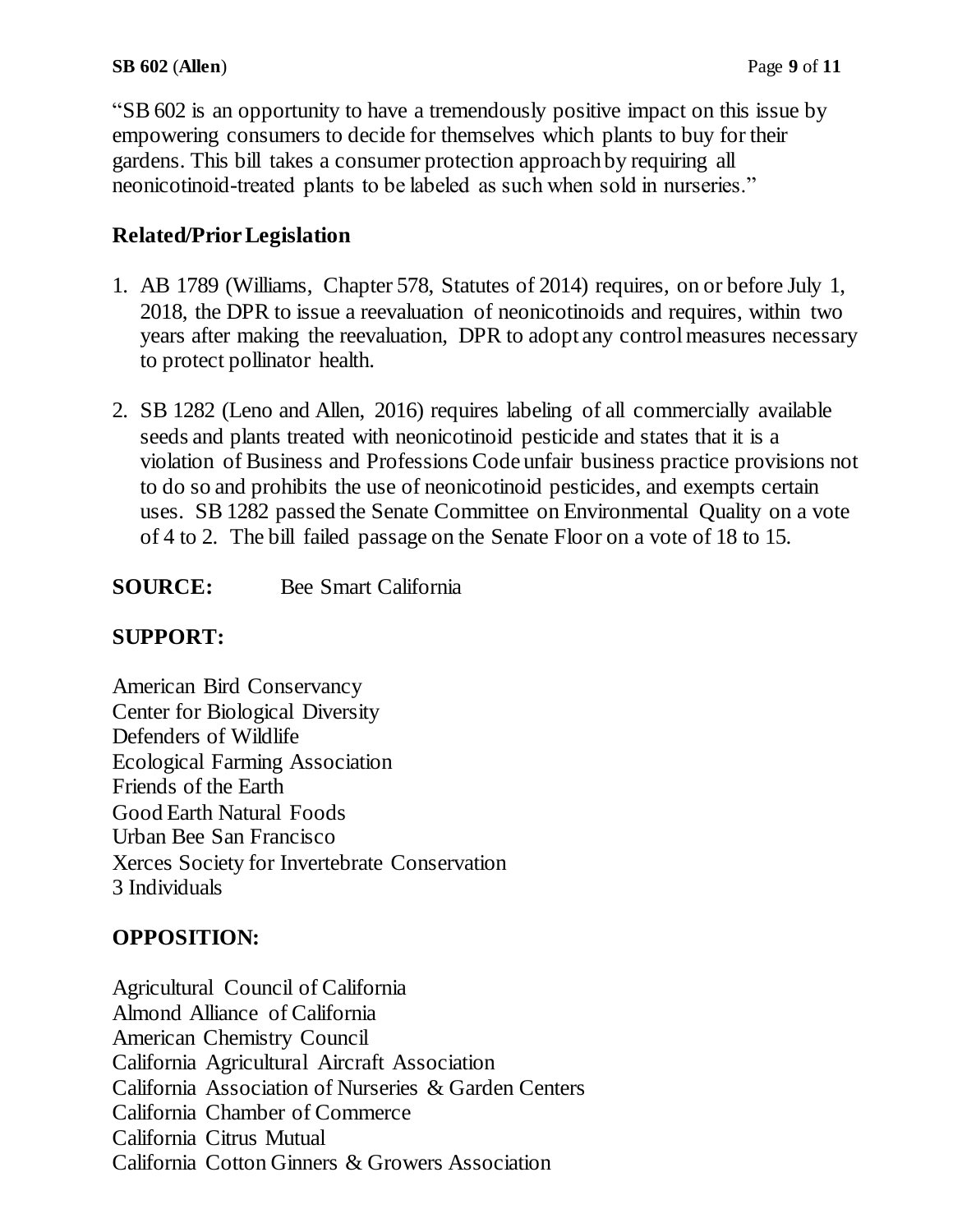"SB 602 is an opportunity to have a tremendously positive impact on this issue by empowering consumers to decide for themselves which plants to buy for their gardens. This bill takes a consumer protection approach by requiring all neonicotinoid-treated plants to be labeled as such when sold in nurseries."

## Related/Prior Legislation

1. AB 1789 (Williams, Chapter 578, Statutes of 2014) requires, on or before July 1, 2018, the DPR to issue a reevaluation of neonicotinoids and requires, within two years after making the reevaluation, DPR to adopt any control measures necessary to protect pollinator health.

2. SB 1282 (Leno and Allen, 2016) requires labeling of all commercially available seeds and plants treated with neonicotinoid pesticide and states that it is a violation of Business and Professions Code unfair business practice provisions not to do so and prohibits the use of neonicotinoid pesticides, and exempts certain uses. SB 1282 passed the Senate Committee on Environmental Quality on a vote of 4 to 2. The bill failed passage on the Senate Floor on a vote of 18 to 15.

**SOURCE:** Bee Smart California

**SUPPORT:**

American Bird Conservancy
Center for Biological Diversity
Defenders of Wildlife
Ecological Farming Association
Friends of the Earth
Good Earth Natural Foods
Urban Bee San Francisco
Xerces Society for Invertebrate Conservation
3 Individuals

**OPPOSITION:**

Agricultural Council of California
Almond Alliance of California
American Chemistry Council
California Agricultural Aircraft Association
California Association of Nurseries & Garden Centers
California Chamber of Commerce
California Citrus Mutual
California Cotton Ginners & Growers Association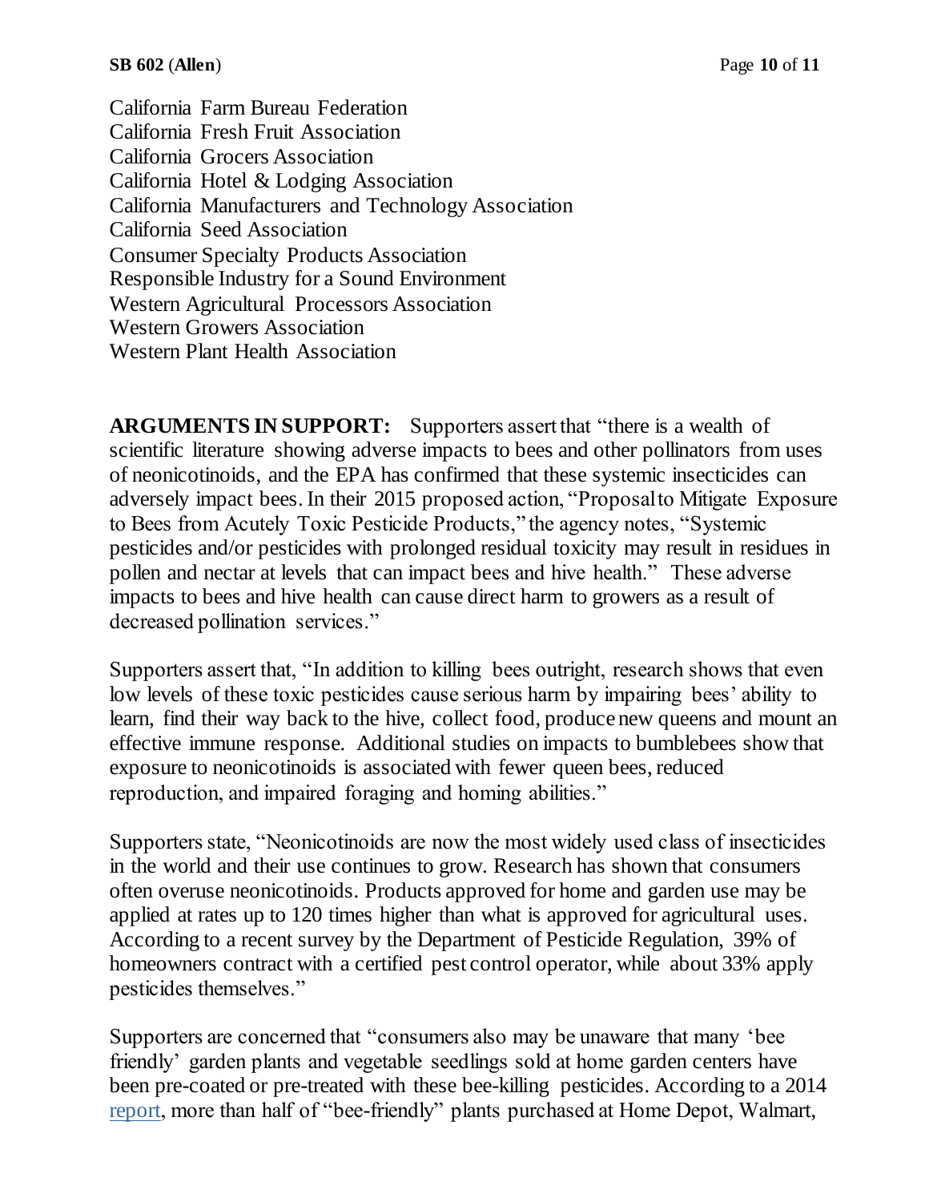California Farm Bureau Federation
California Fresh Fruit Association
California Grocers Association
California Hotel & Lodging Association
California Manufacturers and Technology Association
California Seed Association
Consumer Specialty Products Association
Responsible Industry for a Sound Environment
Western Agricultural Processors Association
Western Growers Association
Western Plant Health Association

**ARGUMENTS IN SUPPORT:** Supporters assert that "there is a wealth of scientific literature showing adverse impacts to bees and other pollinators from uses of neonicotinoids, and the EPA has confirmed that these systemic insecticides can adversely impact bees. In their 2015 proposed action, "Proposal to Mitigate Exposure to Bees from Acutely Toxic Pesticide Products," the agency notes, "Systemic pesticides and/or pesticides with prolonged residual toxicity may result in residues in pollen and nectar at levels that can impact bees and hive health." These adverse impacts to bees and hive health can cause direct harm to growers as a result of decreased pollination services."

Supporters assert that, "In addition to killing bees outright, research shows that even low levels of these toxic pesticides cause serious harm by impairing bees' ability to learn, find their way back to the hive, collect food, produce new queens and mount an effective immune response. Additional studies on impacts to bumblebees show that exposure to neonicotinoids is associated with fewer queen bees, reduced reproduction, and impaired foraging and homing abilities."

Supporters state, "Neonicotinoids are now the most widely used class of insecticides in the world and their use continues to grow. Research has shown that consumers often overuse neonicotinoids. Products approved for home and garden use may be applied at rates up to 120 times higher than what is approved for agricultural uses. According to a recent survey by the Department of Pesticide Regulation, 39% of homeowners contract with a certified pest control operator, while about 33% apply pesticides themselves."

Supporters are concerned that "consumers also may be unaware that many 'bee friendly' garden plants and vegetable seedlings sold at home garden centers have been pre-coated or pre-treated with these bee-killing pesticides. According to a 2014 report, more than half of "bee-friendly" plants purchased at Home Depot, Walmart,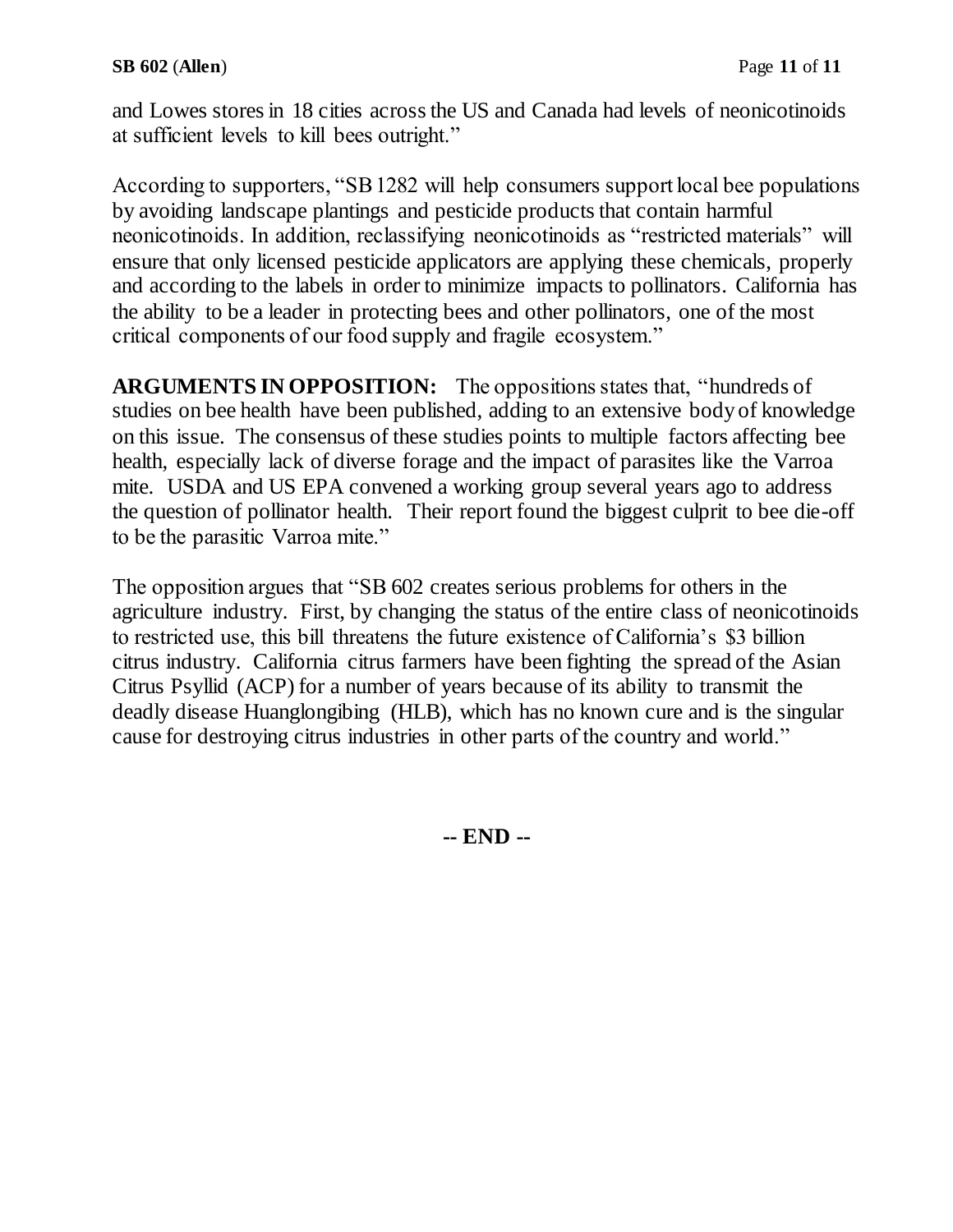and Lowes stores in 18 cities across the US and Canada had levels of neonicotinoids at sufficient levels to kill bees outright."

According to supporters, "SB 1282 will help consumers support local bee populations by avoiding landscape plantings and pesticide products that contain harmful neonicotinoids. In addition, reclassifying neonicotinoids as "restricted materials" will ensure that only licensed pesticide applicators are applying these chemicals, properly and according to the labels in order to minimize impacts to pollinators. California has the ability to be a leader in protecting bees and other pollinators, one of the most critical components of our food supply and fragile ecosystem."

**ARGUMENTS IN OPPOSITION:** The oppositions states that, "hundreds of studies on bee health have been published, adding to an extensive body of knowledge on this issue. The consensus of these studies points to multiple factors affecting bee health, especially lack of diverse forage and the impact of parasites like the Varroa mite. USDA and US EPA convened a working group several years ago to address the question of pollinator health. Their report found the biggest culprit to bee die-off to be the parasitic Varroa mite."

The opposition argues that "SB 602 creates serious problems for others in the agriculture industry. First, by changing the status of the entire class of neonicotinoids to restricted use, this bill threatens the future existence of California's $3 billion citrus industry. California citrus farmers have been fighting the spread of the Asian Citrus Psyllid (ACP) for a number of years because of its ability to transmit the deadly disease Huanglongibing (HLB), which has no known cure and is the singular cause for destroying citrus industries in other parts of the country and world."

**-- END --**